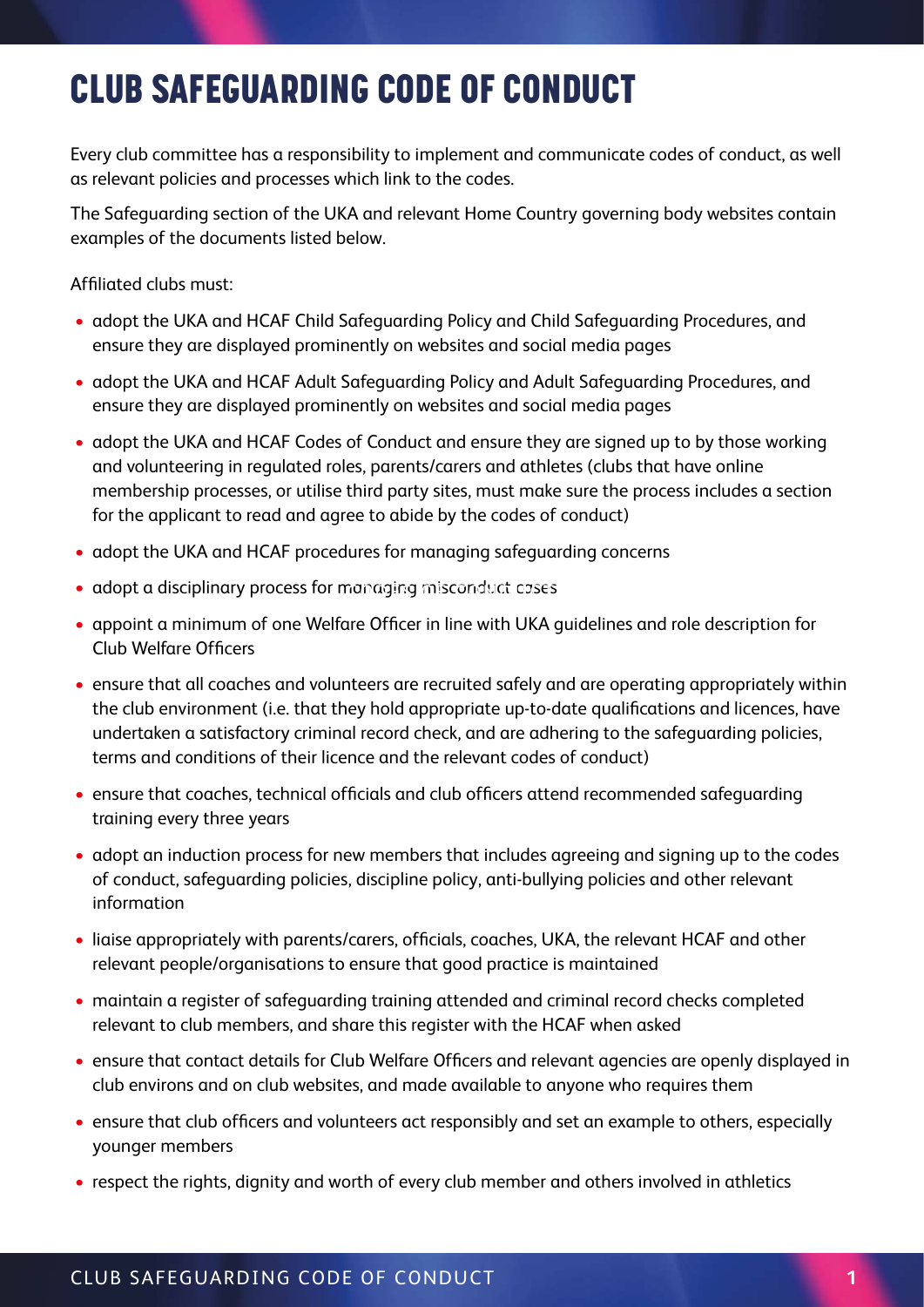# CLUB SAFEGUARDING CODE OF CONDUCT

Every club committee has a responsibility to implement and communicate codes of conduct, as well as relevant policies and processes which link to the codes.

The Safeguarding section of the UKA and relevant Home Country governing body websites contain examples of the documents listed below.

Affiliated clubs must:

- adopt the UKA and HCAF Child Safeguarding Policy and Child Safeguarding Procedures, and ensure they are displayed prominently on websites and social media pages
- adopt the UKA and HCAF Adult Safeguarding Policy and Adult Safeguarding Procedures, and ensure they are displayed prominently on websites and social media pages
- adopt the UKA and HCAF Codes of Conduct and ensure they are signed up to by those working and volunteering in regulated roles, parents/carers and athletes (clubs that have online membership processes, or utilise third party sites, must make sure the process includes a section for the applicant to read and agree to abide by the codes of conduct)
- adopt the UKA and HCAF procedures for managing safeguarding concerns
- adopt a disciplinary process for managing misconduct cases
- appoint a minimum of one Welfare Officer in line with UKA guidelines and role description for Club Welfare Officers
- ensure that all coaches and volunteers are recruited safely and are operating appropriately within the club environment (i.e. that they hold appropriate up-to-date qualifications and licences, have undertaken a satisfactory criminal record check, and are adhering to the safeguarding policies, terms and conditions of their licence and the relevant codes of conduct)
- ensure that coaches, technical officials and club officers attend recommended safeguarding training every three years
- adopt an induction process for new members that includes agreeing and signing up to the codes of conduct, safeguarding policies, discipline policy, anti-bullying policies and other relevant information
- liaise appropriately with parents/carers, officials, coaches, UKA, the relevant HCAF and other relevant people/organisations to ensure that good practice is maintained
- maintain a register of safeguarding training attended and criminal record checks completed relevant to club members, and share this register with the HCAF when asked
- ensure that contact details for Club Welfare Officers and relevant agencies are openly displayed in club environs and on club websites, and made available to anyone who requires them
- ensure that club officers and volunteers act responsibly and set an example to others, especially younger members
- respect the rights, dignity and worth of every club member and others involved in athletics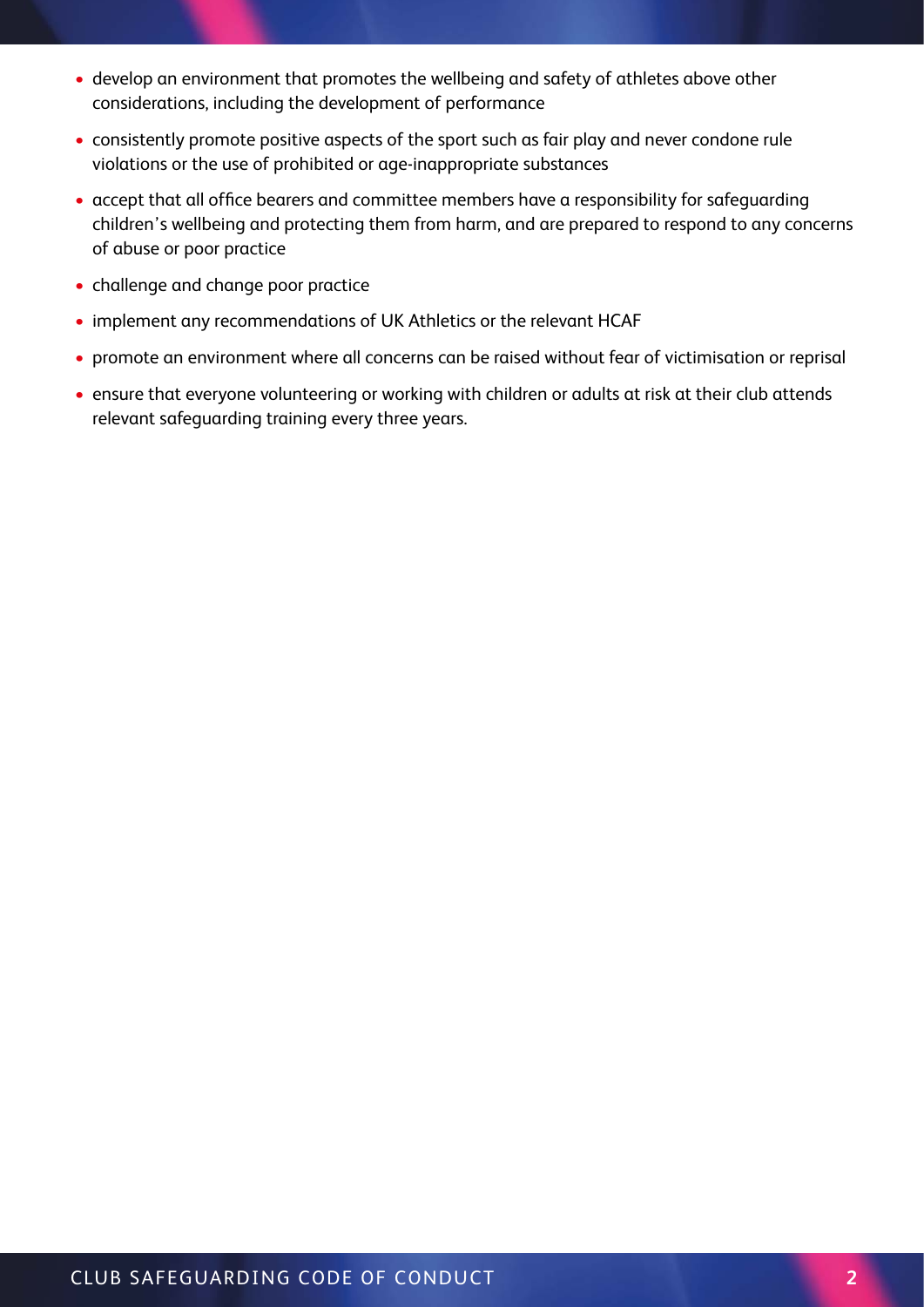- develop an environment that promotes the wellbeing and safety of athletes above other considerations, including the development of performance
- consistently promote positive aspects of the sport such as fair play and never condone rule violations or the use of prohibited or age-inappropriate substances
- accept that all office bearers and committee members have a responsibility for safeguarding children's wellbeing and protecting them from harm, and are prepared to respond to any concerns of abuse or poor practice
- challenge and change poor practice
- implement any recommendations of UK Athletics or the relevant HCAF
- promote an environment where all concerns can be raised without fear of victimisation or reprisal
- ensure that everyone volunteering or working with children or adults at risk at their club attends relevant safeguarding training every three years.